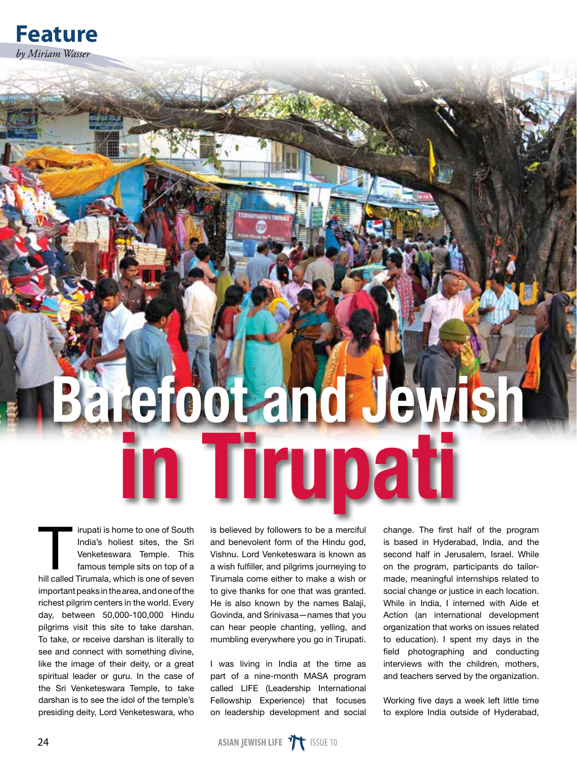Feature

*by Miriam Wasser*

# Barefoot and Jewish in Tirupati

Tirupati is home to one of South India's holiest sites, the Sri Venketeswara Temple. This famous temple sits on top of a hill called Tirumala, which is one of seven important peaks in the area, and one of the richest pilgrim centers in the world. Every day, between 50,000-100,000 Hindu pilgrims visit this site to take darshan. To take, or receive darshan is literally to see and connect with something divine, like the image of their deity, or a great spiritual leader or guru. In the case of the Sri Venketeswara Temple, to take darshan is to see the idol of the temple's presiding deity, Lord Venketeswara, who is believed by followers to be a merciful and benevolent form of the Hindu god, Vishnu. Lord Venketeswara is known as a wish fulfiller, and pilgrims journeying to Tirumala come either to make a wish or to give thanks for one that was granted. He is also known by the names Balaji, Govinda, and Srinivasa—names that you can hear people chanting, yelling, and mumbling everywhere you go in Tirupati.

I was living in India at the time as part of a nine-month MASA program called LIFE (Leadership International Fellowship Experience) that focuses on leadership development and social change. The first half of the program is based in Hyderabad, India, and the second half in Jerusalem, Israel. While on the program, participants do tailor-made, meaningful internships related to social change or justice in each location. While in India, I interned with Aide et Action (an international development organization that works on issues related to education). I spent my days in the field photographing and conducting interviews with the children, mothers, and teachers served by the organization.

Working five days a week left little time to explore India outside of Hyderabad,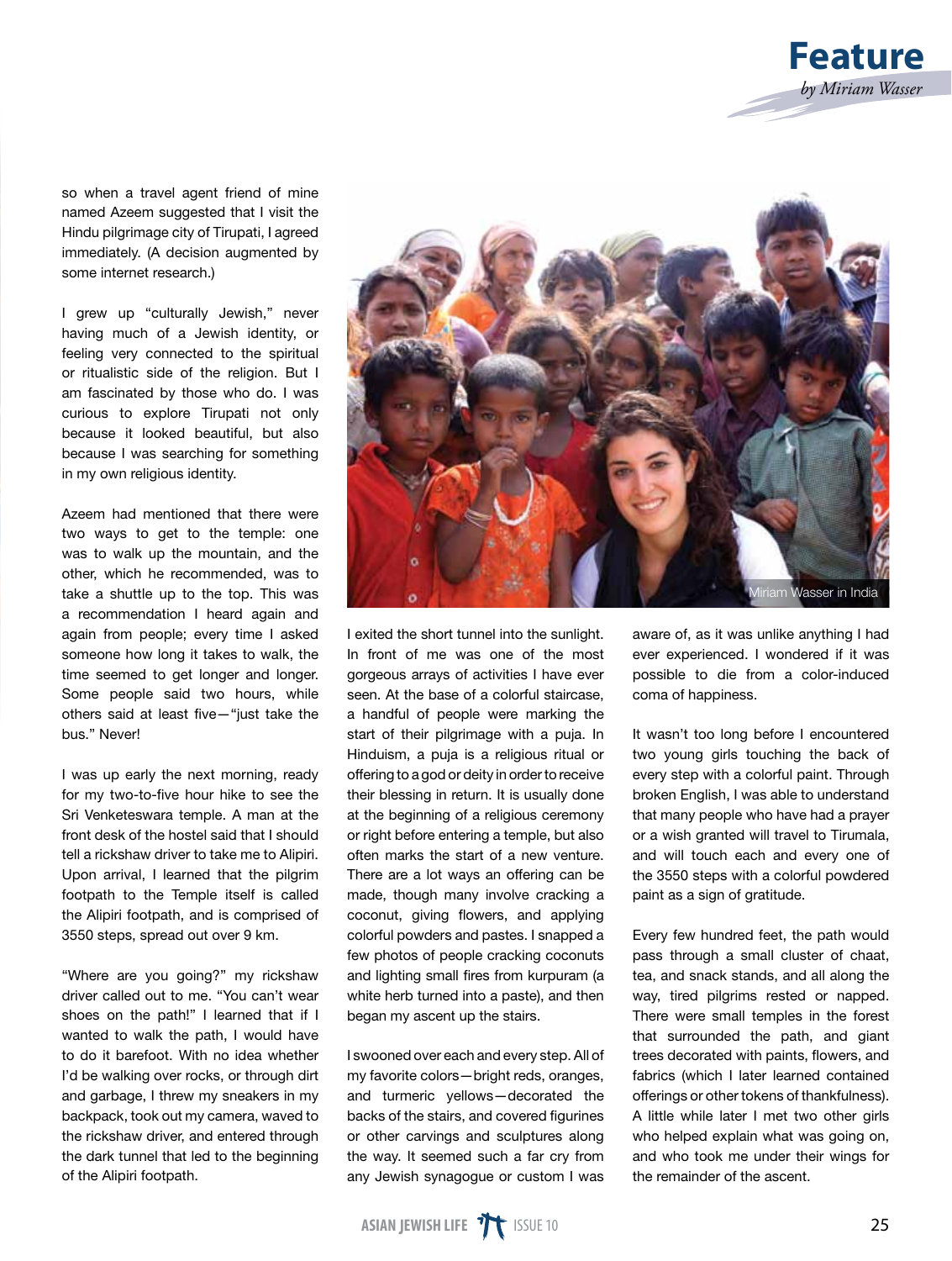so when a travel agent friend of mine named Azeem suggested that I visit the Hindu pilgrimage city of Tirupati, I agreed immediately. (A decision augmented by some internet research.)

I grew up "culturally Jewish," never having much of a Jewish identity, or feeling very connected to the spiritual or ritualistic side of the religion. But I am fascinated by those who do. I was curious to explore Tirupati not only because it looked beautiful, but also because I was searching for something in my own religious identity.

Azeem had mentioned that there were two ways to get to the temple: one was to walk up the mountain, and the other, which he recommended, was to take a shuttle up to the top. This was a recommendation I heard again and again from people; every time I asked someone how long it takes to walk, the time seemed to get longer and longer. Some people said two hours, while others said at least five—"just take the bus." Never!

I was up early the next morning, ready for my two-to-five hour hike to see the Sri Venketeswara temple. A man at the front desk of the hostel said that I should tell a rickshaw driver to take me to Alipiri. Upon arrival, I learned that the pilgrim footpath to the Temple itself is called the Alipiri footpath, and is comprised of 3550 steps, spread out over 9 km.

"Where are you going?" my rickshaw driver called out to me. "You can't wear shoes on the path!" I learned that if I wanted to walk the path, I would have to do it barefoot. With no idea whether I'd be walking over rocks, or through dirt and garbage, I threw my sneakers in my backpack, took out my camera, waved to the rickshaw driver, and entered through the dark tunnel that led to the beginning of the Alipiri footpath.

Miriam Wasser in India

I exited the short tunnel into the sunlight. In front of me was one of the most gorgeous arrays of activities I have ever seen. At the base of a colorful staircase, a handful of people were marking the start of their pilgrimage with a puja. In Hinduism, a puja is a religious ritual or offering to a god or deity in order to receive their blessing in return. It is usually done at the beginning of a religious ceremony or right before entering a temple, but also often marks the start of a new venture. There are a lot ways an offering can be made, though many involve cracking a coconut, giving flowers, and applying colorful powders and pastes. I snapped a few photos of people cracking coconuts and lighting small fires from kurpuram (a white herb turned into a paste), and then began my ascent up the stairs.

I swooned over each and every step. All of my favorite colors—bright reds, oranges, and turmeric yellows—decorated the backs of the stairs, and covered figurines or other carvings and sculptures along the way. It seemed such a far cry from any Jewish synagogue or custom I was aware of, as it was unlike anything I had ever experienced. I wondered if it was possible to die from a color-induced coma of happiness.

It wasn't too long before I encountered two young girls touching the back of every step with a colorful paint. Through broken English, I was able to understand that many people who have had a prayer or a wish granted will travel to Tirumala, and will touch each and every one of the 3550 steps with a colorful powdered paint as a sign of gratitude.

Every few hundred feet, the path would pass through a small cluster of chaat, tea, and snack stands, and all along the way, tired pilgrims rested or napped. There were small temples in the forest that surrounded the path, and giant trees decorated with paints, flowers, and fabrics (which I later learned contained offerings or other tokens of thankfulness). A little while later I met two other girls who helped explain what was going on, and who took me under their wings for the remainder of the ascent.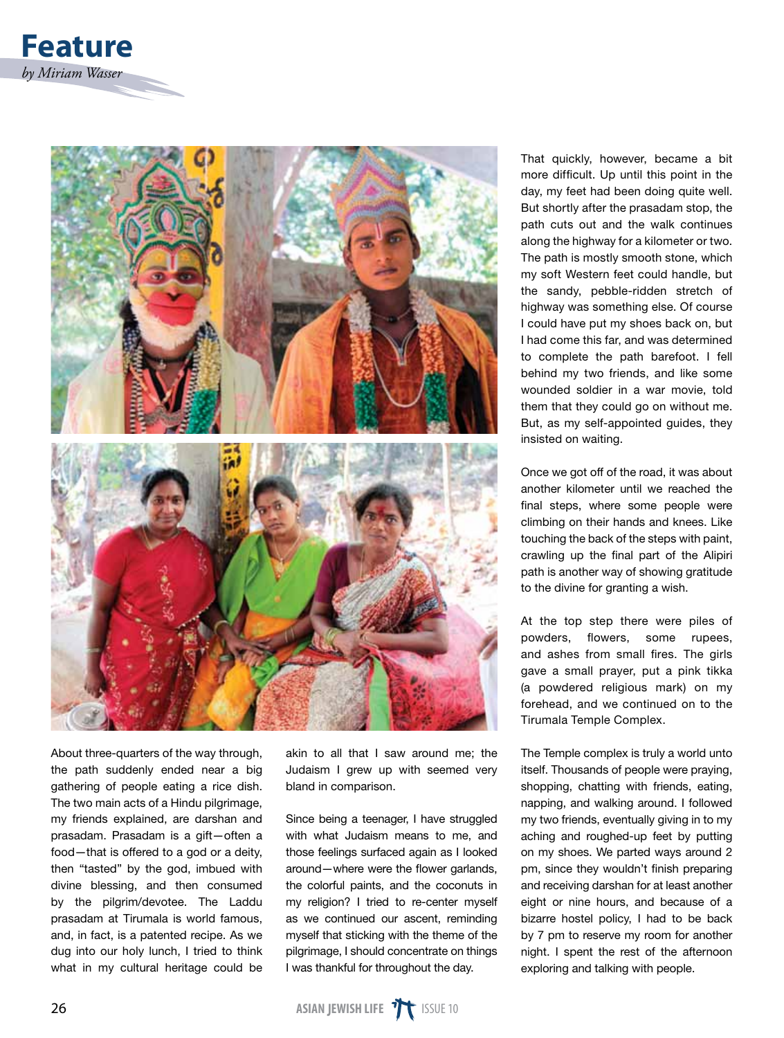# Feature

*by Miriam Wasser*

About three-quarters of the way through, the path suddenly ended near a big gathering of people eating a rice dish. The two main acts of a Hindu pilgrimage, my friends explained, are darshan and prasadam. Prasadam is a gift—often a food—that is offered to a god or a deity, then "tasted" by the god, imbued with divine blessing, and then consumed by the pilgrim/devotee. The Laddu prasadam at Tirumala is world famous, and, in fact, is a patented recipe. As we dug into our holy lunch, I tried to think what in my cultural heritage could be akin to all that I saw around me; the Judaism I grew up with seemed very bland in comparison.

Since being a teenager, I have struggled with what Judaism means to me, and those feelings surfaced again as I looked around—where were the flower garlands, the colorful paints, and the coconuts in my religion? I tried to re-center myself as we continued our ascent, reminding myself that sticking with the theme of the pilgrimage, I should concentrate on things I was thankful for throughout the day.

That quickly, however, became a bit more difficult. Up until this point in the day, my feet had been doing quite well. But shortly after the prasadam stop, the path cuts out and the walk continues along the highway for a kilometer or two. The path is mostly smooth stone, which my soft Western feet could handle, but the sandy, pebble-ridden stretch of highway was something else. Of course I could have put my shoes back on, but I had come this far, and was determined to complete the path barefoot. I fell behind my two friends, and like some wounded soldier in a war movie, told them that they could go on without me. But, as my self-appointed guides, they insisted on waiting.

Once we got off of the road, it was about another kilometer until we reached the final steps, where some people were climbing on their hands and knees. Like touching the back of the steps with paint, crawling up the final part of the Alipiri path is another way of showing gratitude to the divine for granting a wish.

At the top step there were piles of powders, flowers, some rupees, and ashes from small fires. The girls gave a small prayer, put a pink tikka (a powdered religious mark) on my forehead, and we continued on to the Tirumala Temple Complex.

The Temple complex is truly a world unto itself. Thousands of people were praying, shopping, chatting with friends, eating, napping, and walking around. I followed my two friends, eventually giving in to my aching and roughed-up feet by putting on my shoes. We parted ways around 2 pm, since they wouldn't finish preparing and receiving darshan for at least another eight or nine hours, and because of a bizarre hostel policy, I had to be back by 7 pm to reserve my room for another night. I spent the rest of the afternoon exploring and talking with people.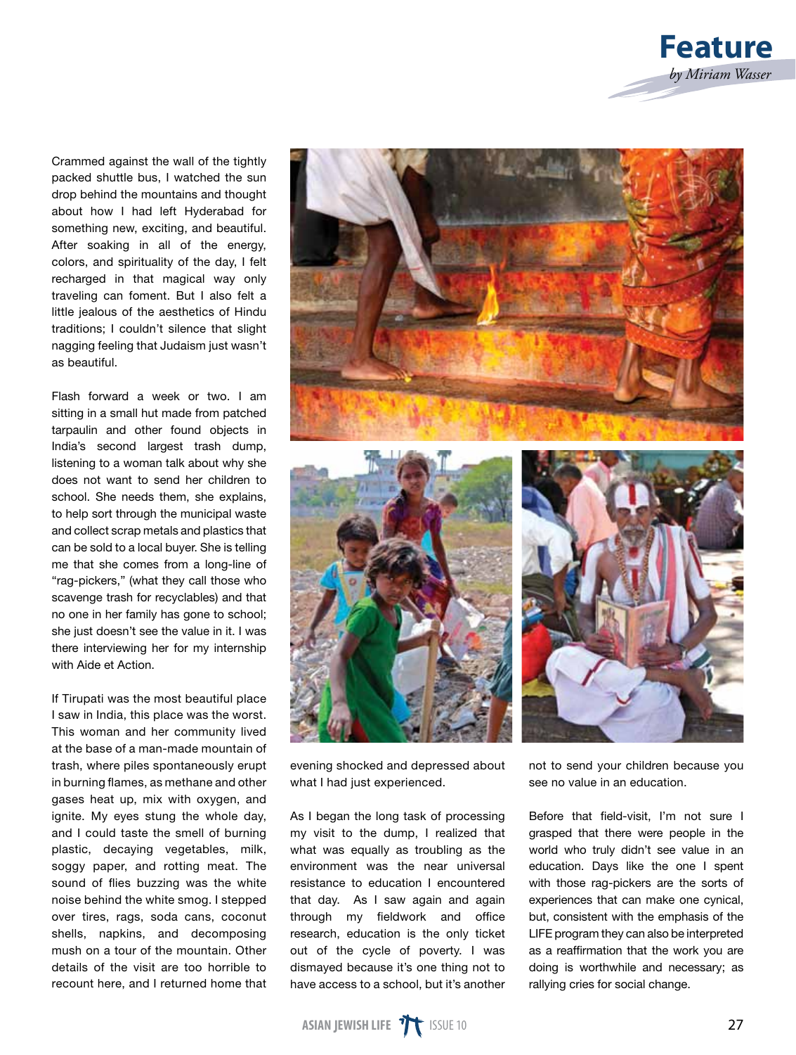# Feature

*by Miriam Wasser*

Crammed against the wall of the tightly packed shuttle bus, I watched the sun drop behind the mountains and thought about how I had left Hyderabad for something new, exciting, and beautiful. After soaking in all of the energy, colors, and spirituality of the day, I felt recharged in that magical way only traveling can foment. But I also felt a little jealous of the aesthetics of Hindu traditions; I couldn't silence that slight nagging feeling that Judaism just wasn't as beautiful.

Flash forward a week or two. I am sitting in a small hut made from patched tarpaulin and other found objects in India's second largest trash dump, listening to a woman talk about why she does not want to send her children to school. She needs them, she explains, to help sort through the municipal waste and collect scrap metals and plastics that can be sold to a local buyer. She is telling me that she comes from a long-line of "rag-pickers," (what they call those who scavenge trash for recyclables) and that no one in her family has gone to school; she just doesn't see the value in it. I was there interviewing her for my internship with Aide et Action.

If Tirupati was the most beautiful place I saw in India, this place was the worst. This woman and her community lived at the base of a man-made mountain of trash, where piles spontaneously erupt in burning flames, as methane and other gases heat up, mix with oxygen, and ignite. My eyes stung the whole day, and I could taste the smell of burning plastic, decaying vegetables, milk, soggy paper, and rotting meat. The sound of flies buzzing was the white noise behind the white smog. I stepped over tires, rags, soda cans, coconut shells, napkins, and decomposing mush on a tour of the mountain. Other details of the visit are too horrible to recount here, and I returned home that evening shocked and depressed about what I had just experienced.

As I began the long task of processing my visit to the dump, I realized that what was equally as troubling as the environment was the near universal resistance to education I encountered that day. As I saw again and again through my fieldwork and office research, education is the only ticket out of the cycle of poverty. I was dismayed because it's one thing not to have access to a school, but it's another not to send your children because you see no value in an education.

Before that field-visit, I'm not sure I grasped that there were people in the world who truly didn't see value in an education. Days like the one I spent with those rag-pickers are the sorts of experiences that can make one cynical, but, consistent with the emphasis of the LIFE program they can also be interpreted as a reaffirmation that the work you are doing is worthwhile and necessary; as rallying cries for social change.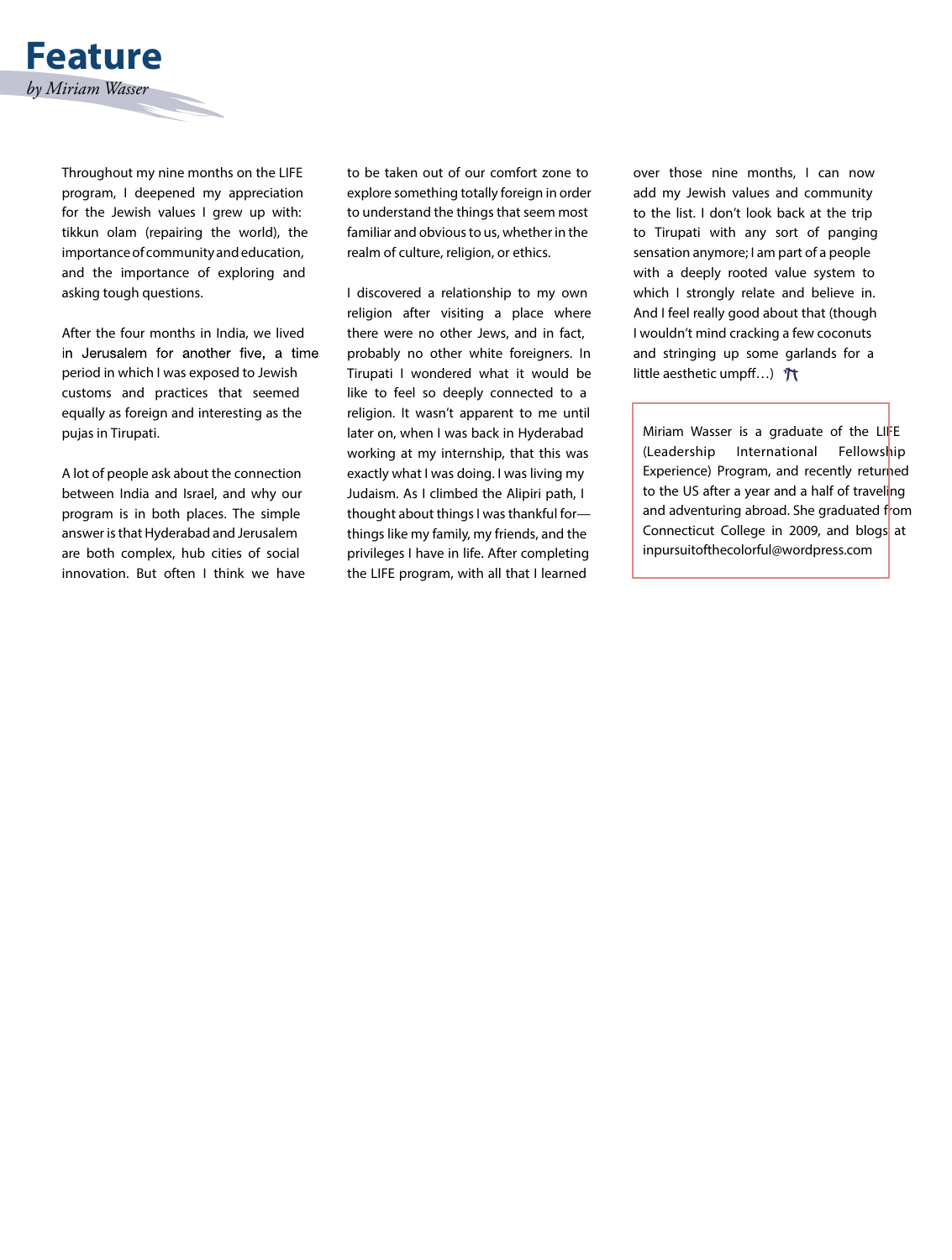# Feature

*by Miriam Wasser*

Throughout my nine months on the LIFE program, I deepened my appreciation for the Jewish values I grew up with: tikkun olam (repairing the world), the importance of community and education, and the importance of exploring and asking tough questions.

After the four months in India, we lived in Jerusalem for another five, a time period in which I was exposed to Jewish customs and practices that seemed equally as foreign and interesting as the pujas in Tirupati.

A lot of people ask about the connection between India and Israel, and why our program is in both places. The simple answer is that Hyderabad and Jerusalem are both complex, hub cities of social innovation. But often I think we have to be taken out of our comfort zone to explore something totally foreign in order to understand the things that seem most familiar and obvious to us, whether in the realm of culture, religion, or ethics.

I discovered a relationship to my own religion after visiting a place where there were no other Jews, and in fact, probably no other white foreigners. In Tirupati I wondered what it would be like to feel so deeply connected to a religion. It wasn't apparent to me until later on, when I was back in Hyderabad working at my internship, that this was exactly what I was doing. I was living my Judaism. As I climbed the Alipiri path, I thought about things I was thankful for—things like my family, my friends, and the privileges I have in life. After completing the LIFE program, with all that I learned over those nine months, I can now add my Jewish values and community to the list. I don't look back at the trip to Tirupati with any sort of panging sensation anymore; I am part of a people with a deeply rooted value system to which I strongly relate and believe in. And I feel really good about that (though I wouldn't mind cracking a few coconuts and stringing up some garlands for a little aesthetic umpff…)

Miriam Wasser is a graduate of the LIFE (Leadership International Fellowship Experience) Program, and recently returned to the US after a year and a half of traveling and adventuring abroad. She graduated from Connecticut College in 2009, and blogs at inpursuitofthecolorful@wordpress.com